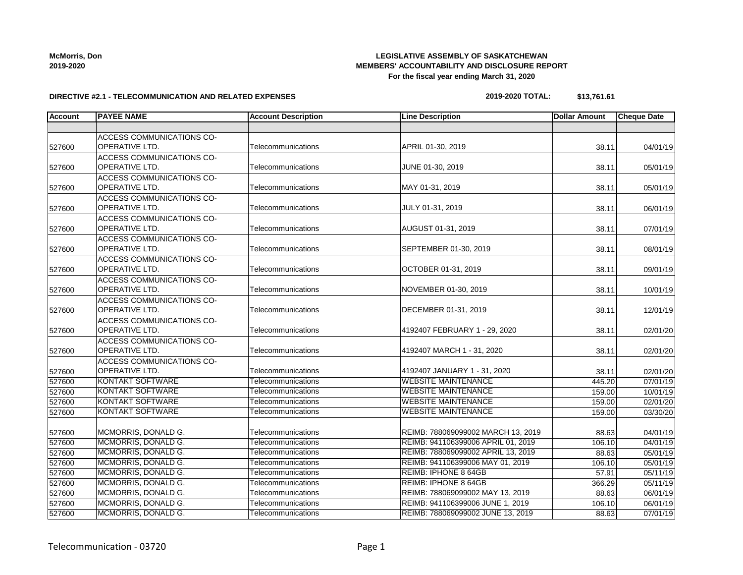**McMorris, Don**
**2019-2020**

**LEGISLATIVE ASSEMBLY OF SASKATCHEWAN**
**MEMBERS' ACCOUNTABILITY AND DISCLOSURE REPORT**
**For the fiscal year ending March 31, 2020**

**DIRECTIVE #2.1 - TELECOMMUNICATION AND RELATED EXPENSES**

**2019-2020 TOTAL: $13,761.61**

| Account | PAYEE NAME | Account Description | Line Description | Dollar Amount | Cheque Date |
|---|---|---|---|---|---|
| | | | | | |
| 527600 | ACCESS COMMUNICATIONS CO-OPERATIVE LTD. | Telecommunications | APRIL 01-30, 2019 | 38.11 | 04/01/19 |
| 527600 | ACCESS COMMUNICATIONS CO-OPERATIVE LTD. | Telecommunications | JUNE 01-30, 2019 | 38.11 | 05/01/19 |
| 527600 | ACCESS COMMUNICATIONS CO-OPERATIVE LTD. | Telecommunications | MAY 01-31, 2019 | 38.11 | 05/01/19 |
| 527600 | ACCESS COMMUNICATIONS CO-OPERATIVE LTD. | Telecommunications | JULY 01-31, 2019 | 38.11 | 06/01/19 |
| 527600 | ACCESS COMMUNICATIONS CO-OPERATIVE LTD. | Telecommunications | AUGUST 01-31, 2019 | 38.11 | 07/01/19 |
| 527600 | ACCESS COMMUNICATIONS CO-OPERATIVE LTD. | Telecommunications | SEPTEMBER 01-30, 2019 | 38.11 | 08/01/19 |
| 527600 | ACCESS COMMUNICATIONS CO-OPERATIVE LTD. | Telecommunications | OCTOBER 01-31, 2019 | 38.11 | 09/01/19 |
| 527600 | ACCESS COMMUNICATIONS CO-OPERATIVE LTD. | Telecommunications | NOVEMBER 01-30, 2019 | 38.11 | 10/01/19 |
| 527600 | ACCESS COMMUNICATIONS CO-OPERATIVE LTD. | Telecommunications | DECEMBER 01-31, 2019 | 38.11 | 12/01/19 |
| 527600 | ACCESS COMMUNICATIONS CO-OPERATIVE LTD. | Telecommunications | 4192407 FEBRUARY 1 - 29, 2020 | 38.11 | 02/01/20 |
| 527600 | ACCESS COMMUNICATIONS CO-OPERATIVE LTD. | Telecommunications | 4192407 MARCH 1 - 31, 2020 | 38.11 | 02/01/20 |
| 527600 | ACCESS COMMUNICATIONS CO-OPERATIVE LTD. | Telecommunications | 4192407 JANUARY 1 - 31, 2020 | 38.11 | 02/01/20 |
| 527600 | KONTAKT SOFTWARE | Telecommunications | WEBSITE MAINTENANCE | 445.20 | 07/01/19 |
| 527600 | KONTAKT SOFTWARE | Telecommunications | WEBSITE MAINTENANCE | 159.00 | 10/01/19 |
| 527600 | KONTAKT SOFTWARE | Telecommunications | WEBSITE MAINTENANCE | 159.00 | 02/01/20 |
| 527600 | KONTAKT SOFTWARE | Telecommunications | WEBSITE MAINTENANCE | 159.00 | 03/30/20 |
| 527600 | MCMORRIS, DONALD G. | Telecommunications | REIMB: 788069099002 MARCH 13, 2019 | 88.63 | 04/01/19 |
| 527600 | MCMORRIS, DONALD G. | Telecommunications | REIMB: 941106399006 APRIL 01, 2019 | 106.10 | 04/01/19 |
| 527600 | MCMORRIS, DONALD G. | Telecommunications | REIMB: 788069099002 APRIL 13, 2019 | 88.63 | 05/01/19 |
| 527600 | MCMORRIS, DONALD G. | Telecommunications | REIMB: 941106399006 MAY 01, 2019 | 106.10 | 05/01/19 |
| 527600 | MCMORRIS, DONALD G. | Telecommunications | REIMB: IPHONE 8 64GB | 57.91 | 05/11/19 |
| 527600 | MCMORRIS, DONALD G. | Telecommunications | REIMB: IPHONE 8 64GB | 366.29 | 05/11/19 |
| 527600 | MCMORRIS, DONALD G. | Telecommunications | REIMB: 788069099002 MAY 13, 2019 | 88.63 | 06/01/19 |
| 527600 | MCMORRIS, DONALD G. | Telecommunications | REIMB: 941106399006 JUNE 1, 2019 | 106.10 | 06/01/19 |
| 527600 | MCMORRIS, DONALD G. | Telecommunications | REIMB: 788069099002 JUNE 13, 2019 | 88.63 | 07/01/19 |

Telecommunication - 03720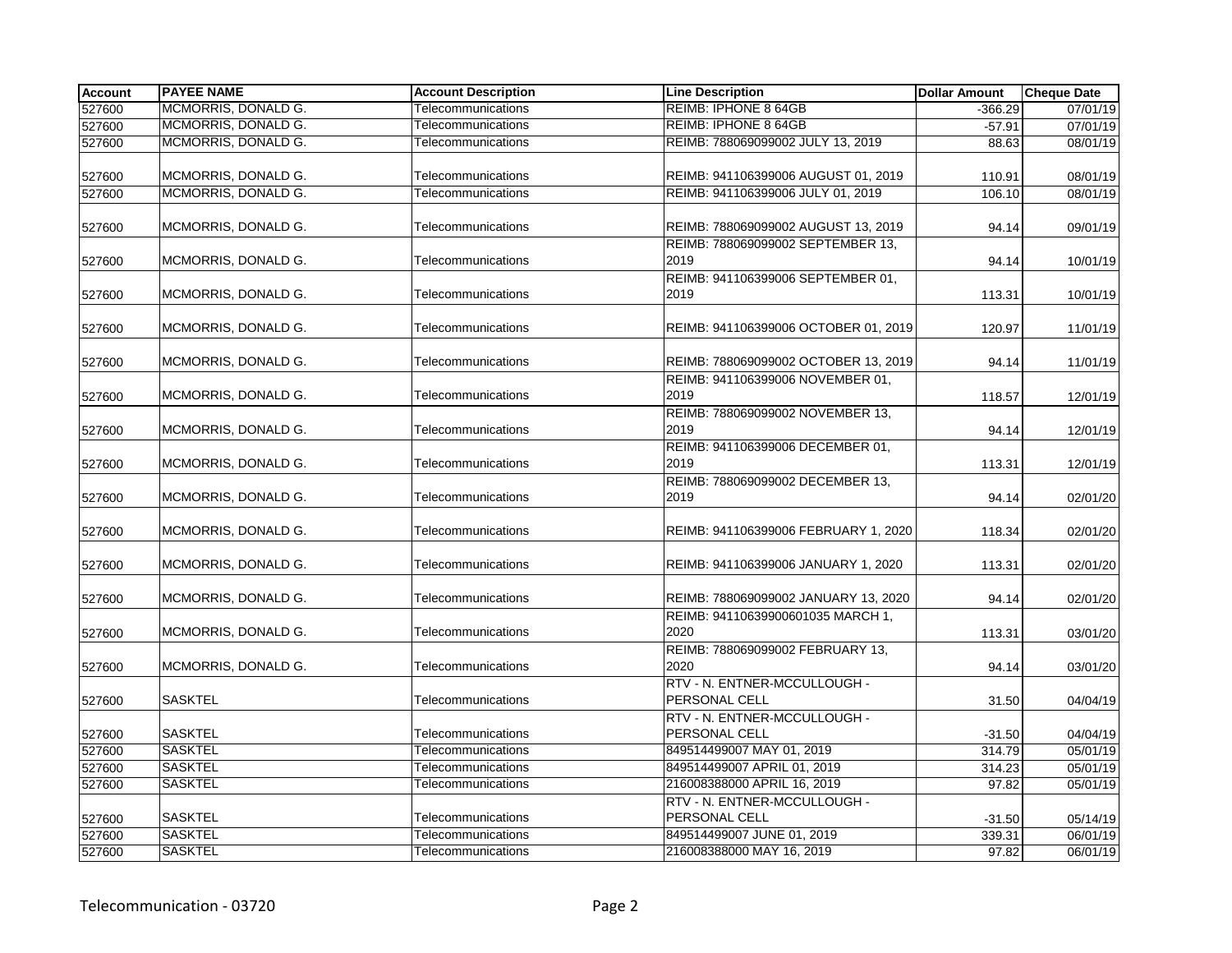| Account | PAYEE NAME | Account Description | Line Description | Dollar Amount | Cheque Date |
|---|---|---|---|---|---|
| 527600 | MCMORRIS, DONALD G. | Telecommunications | REIMB: IPHONE 8 64GB | -366.29 | 07/01/19 |
| 527600 | MCMORRIS, DONALD G. | Telecommunications | REIMB: IPHONE 8 64GB | -57.91 | 07/01/19 |
| 527600 | MCMORRIS, DONALD G. | Telecommunications | REIMB: 788069099002 JULY 13, 2019 | 88.63 | 08/01/19 |
| 527600 | MCMORRIS, DONALD G. | Telecommunications | REIMB: 941106399006 AUGUST 01, 2019 | 110.91 | 08/01/19 |
| 527600 | MCMORRIS, DONALD G. | Telecommunications | REIMB: 941106399006 JULY 01, 2019 | 106.10 | 08/01/19 |
| 527600 | MCMORRIS, DONALD G. | Telecommunications | REIMB: 788069099002 AUGUST 13, 2019 | 94.14 | 09/01/19 |
| 527600 | MCMORRIS, DONALD G. | Telecommunications | REIMB: 788069099002 SEPTEMBER 13, 2019 | 94.14 | 10/01/19 |
| 527600 | MCMORRIS, DONALD G. | Telecommunications | REIMB: 941106399006 SEPTEMBER 01, 2019 | 113.31 | 10/01/19 |
| 527600 | MCMORRIS, DONALD G. | Telecommunications | REIMB: 941106399006 OCTOBER 01, 2019 | 120.97 | 11/01/19 |
| 527600 | MCMORRIS, DONALD G. | Telecommunications | REIMB: 788069099002 OCTOBER 13, 2019 | 94.14 | 11/01/19 |
| 527600 | MCMORRIS, DONALD G. | Telecommunications | REIMB: 941106399006 NOVEMBER 01, 2019 | 118.57 | 12/01/19 |
| 527600 | MCMORRIS, DONALD G. | Telecommunications | REIMB: 788069099002 NOVEMBER 13, 2019 | 94.14 | 12/01/19 |
| 527600 | MCMORRIS, DONALD G. | Telecommunications | REIMB: 941106399006 DECEMBER 01, 2019 | 113.31 | 12/01/19 |
| 527600 | MCMORRIS, DONALD G. | Telecommunications | REIMB: 788069099002 DECEMBER 13, 2019 | 94.14 | 02/01/20 |
| 527600 | MCMORRIS, DONALD G. | Telecommunications | REIMB: 941106399006 FEBRUARY 1, 2020 | 118.34 | 02/01/20 |
| 527600 | MCMORRIS, DONALD G. | Telecommunications | REIMB: 941106399006 JANUARY 1, 2020 | 113.31 | 02/01/20 |
| 527600 | MCMORRIS, DONALD G. | Telecommunications | REIMB: 788069099002 JANUARY 13, 2020 | 94.14 | 02/01/20 |
| 527600 | MCMORRIS, DONALD G. | Telecommunications | REIMB: 94110639900601035 MARCH 1, 2020 | 113.31 | 03/01/20 |
| 527600 | MCMORRIS, DONALD G. | Telecommunications | REIMB: 788069099002 FEBRUARY 13, 2020 | 94.14 | 03/01/20 |
| 527600 | SASKTEL | Telecommunications | RTV - N. ENTNER-MCCULLOUGH - PERSONAL CELL | 31.50 | 04/04/19 |
| 527600 | SASKTEL | Telecommunications | RTV - N. ENTNER-MCCULLOUGH - PERSONAL CELL | -31.50 | 04/04/19 |
| 527600 | SASKTEL | Telecommunications | 849514499007 MAY 01, 2019 | 314.79 | 05/01/19 |
| 527600 | SASKTEL | Telecommunications | 849514499007 APRIL 01, 2019 | 314.23 | 05/01/19 |
| 527600 | SASKTEL | Telecommunications | 216008388000 APRIL 16, 2019 | 97.82 | 05/01/19 |
| 527600 | SASKTEL | Telecommunications | RTV - N. ENTNER-MCCULLOUGH - PERSONAL CELL | -31.50 | 05/14/19 |
| 527600 | SASKTEL | Telecommunications | 849514499007 JUNE 01, 2019 | 339.31 | 06/01/19 |
| 527600 | SASKTEL | Telecommunications | 216008388000 MAY 16, 2019 | 97.82 | 06/01/19 |

Telecommunication - 03720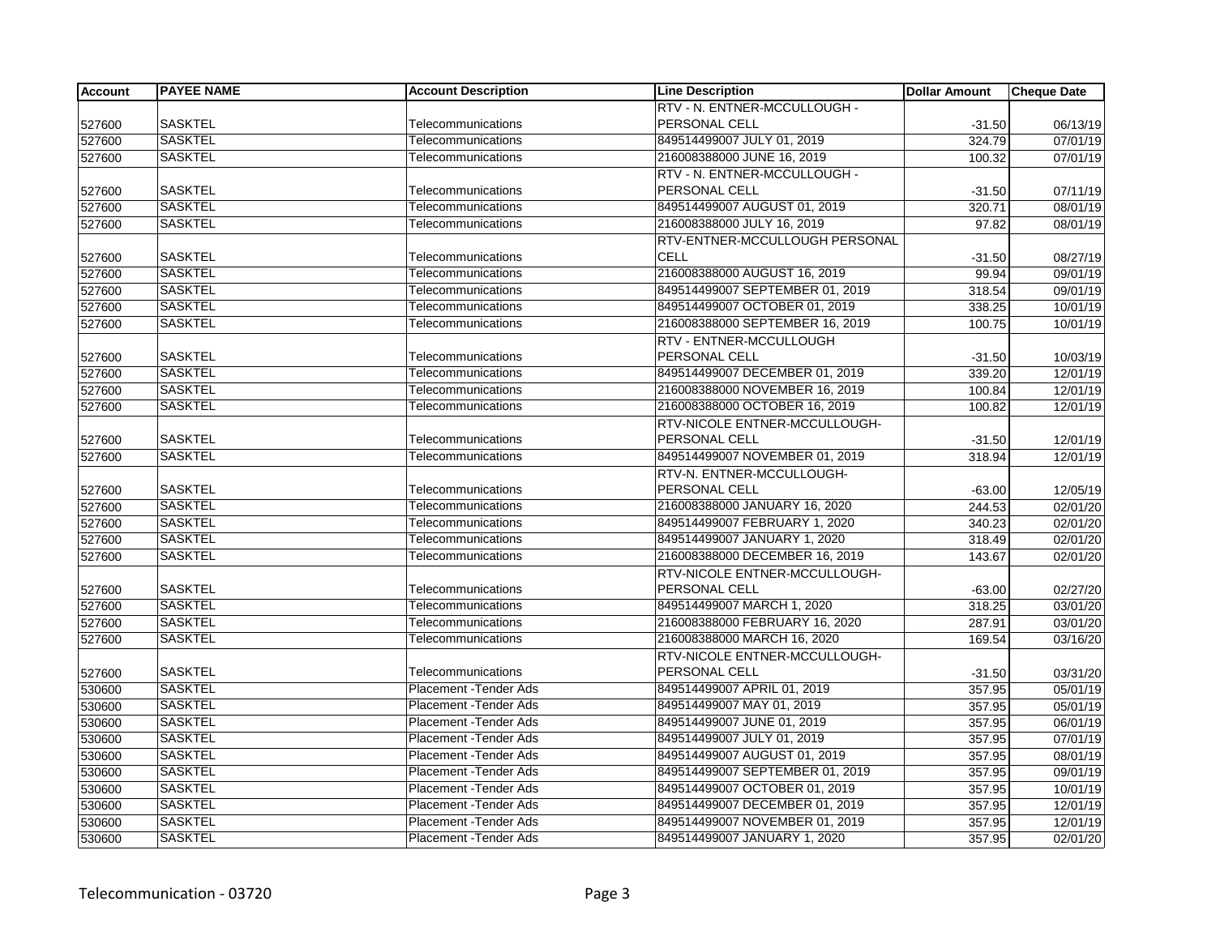| Account | PAYEE NAME | Account Description | Line Description | Dollar Amount | Cheque Date |
|---|---|---|---|---|---|
| 527600 | SASKTEL | Telecommunications | RTV - N. ENTNER-MCCULLOUGH - PERSONAL CELL | -31.50 | 06/13/19 |
| 527600 | SASKTEL | Telecommunications | 849514499007 JULY 01, 2019 | 324.79 | 07/01/19 |
| 527600 | SASKTEL | Telecommunications | 216008388000 JUNE 16, 2019 | 100.32 | 07/01/19 |
| 527600 | SASKTEL | Telecommunications | RTV - N. ENTNER-MCCULLOUGH - PERSONAL CELL | -31.50 | 07/11/19 |
| 527600 | SASKTEL | Telecommunications | 849514499007 AUGUST 01, 2019 | 320.71 | 08/01/19 |
| 527600 | SASKTEL | Telecommunications | 216008388000 JULY 16, 2019 | 97.82 | 08/01/19 |
| 527600 | SASKTEL | Telecommunications | RTV-ENTNER-MCCULLOUGH PERSONAL CELL | -31.50 | 08/27/19 |
| 527600 | SASKTEL | Telecommunications | 216008388000 AUGUST 16, 2019 | 99.94 | 09/01/19 |
| 527600 | SASKTEL | Telecommunications | 849514499007 SEPTEMBER 01, 2019 | 318.54 | 09/01/19 |
| 527600 | SASKTEL | Telecommunications | 849514499007 OCTOBER 01, 2019 | 338.25 | 10/01/19 |
| 527600 | SASKTEL | Telecommunications | 216008388000 SEPTEMBER 16, 2019 | 100.75 | 10/01/19 |
| 527600 | SASKTEL | Telecommunications | RTV - ENTNER-MCCULLOUGH PERSONAL CELL | -31.50 | 10/03/19 |
| 527600 | SASKTEL | Telecommunications | 849514499007 DECEMBER 01, 2019 | 339.20 | 12/01/19 |
| 527600 | SASKTEL | Telecommunications | 216008388000 NOVEMBER 16, 2019 | 100.84 | 12/01/19 |
| 527600 | SASKTEL | Telecommunications | 216008388000 OCTOBER 16, 2019 | 100.82 | 12/01/19 |
| 527600 | SASKTEL | Telecommunications | RTV-NICOLE ENTNER-MCCULLOUGH-PERSONAL CELL | -31.50 | 12/01/19 |
| 527600 | SASKTEL | Telecommunications | 849514499007 NOVEMBER 01, 2019 | 318.94 | 12/01/19 |
| 527600 | SASKTEL | Telecommunications | RTV-N. ENTNER-MCCULLOUGH-PERSONAL CELL | -63.00 | 12/05/19 |
| 527600 | SASKTEL | Telecommunications | 216008388000 JANUARY 16, 2020 | 244.53 | 02/01/20 |
| 527600 | SASKTEL | Telecommunications | 849514499007 FEBRUARY 1, 2020 | 340.23 | 02/01/20 |
| 527600 | SASKTEL | Telecommunications | 849514499007 JANUARY 1, 2020 | 318.49 | 02/01/20 |
| 527600 | SASKTEL | Telecommunications | 216008388000 DECEMBER 16, 2019 | 143.67 | 02/01/20 |
| 527600 | SASKTEL | Telecommunications | RTV-NICOLE ENTNER-MCCULLOUGH-PERSONAL CELL | -63.00 | 02/27/20 |
| 527600 | SASKTEL | Telecommunications | 849514499007 MARCH 1, 2020 | 318.25 | 03/01/20 |
| 527600 | SASKTEL | Telecommunications | 216008388000 FEBRUARY 16, 2020 | 287.91 | 03/01/20 |
| 527600 | SASKTEL | Telecommunications | 216008388000 MARCH 16, 2020 | 169.54 | 03/16/20 |
| 527600 | SASKTEL | Telecommunications | RTV-NICOLE ENTNER-MCCULLOUGH-PERSONAL CELL | -31.50 | 03/31/20 |
| 530600 | SASKTEL | Placement -Tender Ads | 849514499007 APRIL 01, 2019 | 357.95 | 05/01/19 |
| 530600 | SASKTEL | Placement -Tender Ads | 849514499007 MAY 01, 2019 | 357.95 | 05/01/19 |
| 530600 | SASKTEL | Placement -Tender Ads | 849514499007 JUNE 01, 2019 | 357.95 | 06/01/19 |
| 530600 | SASKTEL | Placement -Tender Ads | 849514499007 JULY 01, 2019 | 357.95 | 07/01/19 |
| 530600 | SASKTEL | Placement -Tender Ads | 849514499007 AUGUST 01, 2019 | 357.95 | 08/01/19 |
| 530600 | SASKTEL | Placement -Tender Ads | 849514499007 SEPTEMBER 01, 2019 | 357.95 | 09/01/19 |
| 530600 | SASKTEL | Placement -Tender Ads | 849514499007 OCTOBER 01, 2019 | 357.95 | 10/01/19 |
| 530600 | SASKTEL | Placement -Tender Ads | 849514499007 DECEMBER 01, 2019 | 357.95 | 12/01/19 |
| 530600 | SASKTEL | Placement -Tender Ads | 849514499007 NOVEMBER 01, 2019 | 357.95 | 12/01/19 |
| 530600 | SASKTEL | Placement -Tender Ads | 849514499007 JANUARY 1, 2020 | 357.95 | 02/01/20 |

Telecommunication - 03720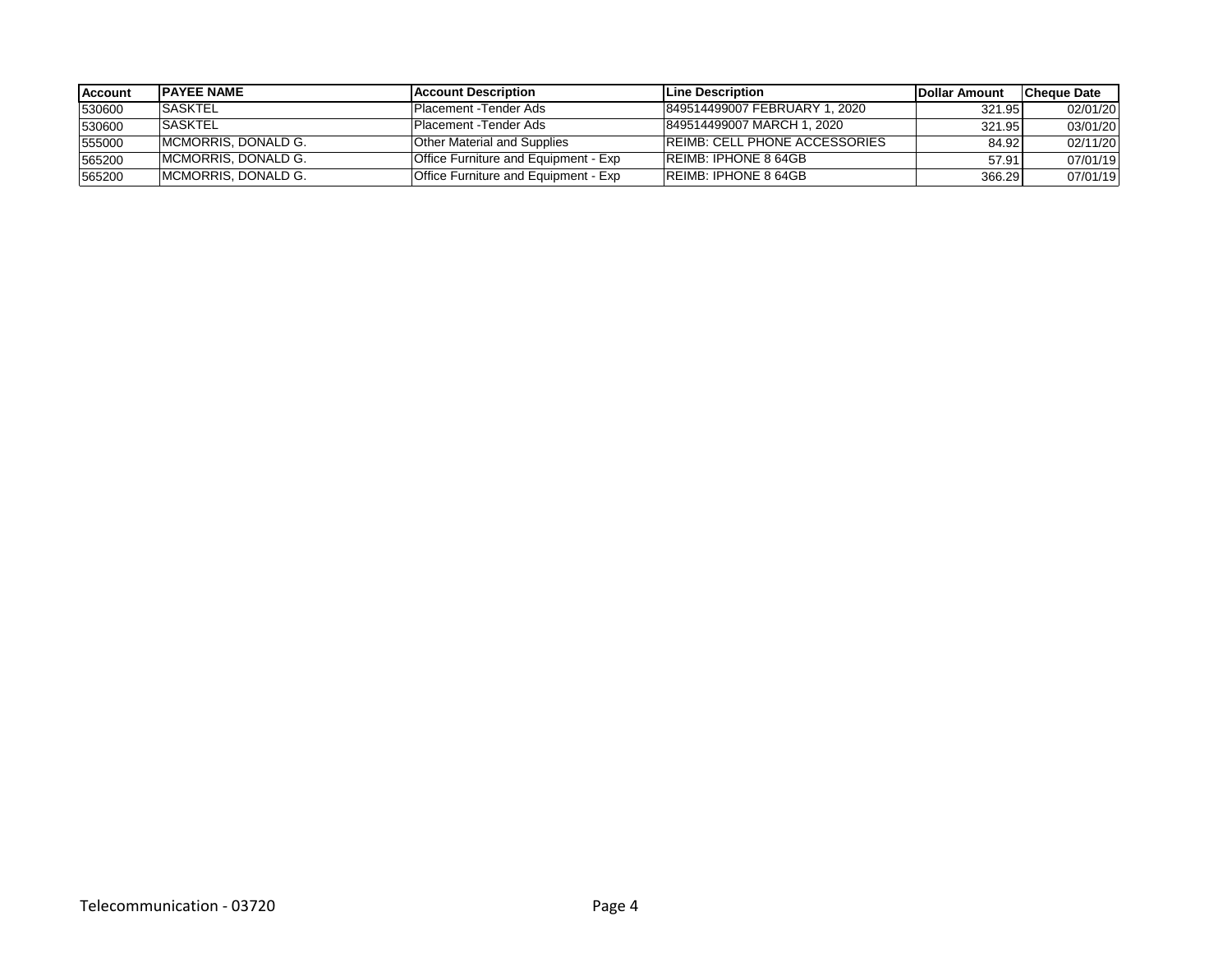| Account | PAYEE NAME | Account Description | Line Description | Dollar Amount | Cheque Date |
|---|---|---|---|---|---|
| 530600 | SASKTEL | Placement -Tender Ads | 849514499007 FEBRUARY 1, 2020 | 321.95 | 02/01/20 |
| 530600 | SASKTEL | Placement -Tender Ads | 849514499007 MARCH 1, 2020 | 321.95 | 03/01/20 |
| 555000 | MCMORRIS, DONALD G. | Other Material and Supplies | REIMB: CELL PHONE ACCESSORIES | 84.92 | 02/11/20 |
| 565200 | MCMORRIS, DONALD G. | Office Furniture and Equipment - Exp | REIMB: IPHONE 8 64GB | 57.91 | 07/01/19 |
| 565200 | MCMORRIS, DONALD G. | Office Furniture and Equipment - Exp | REIMB: IPHONE 8 64GB | 366.29 | 07/01/19 |

Telecommunication - 03720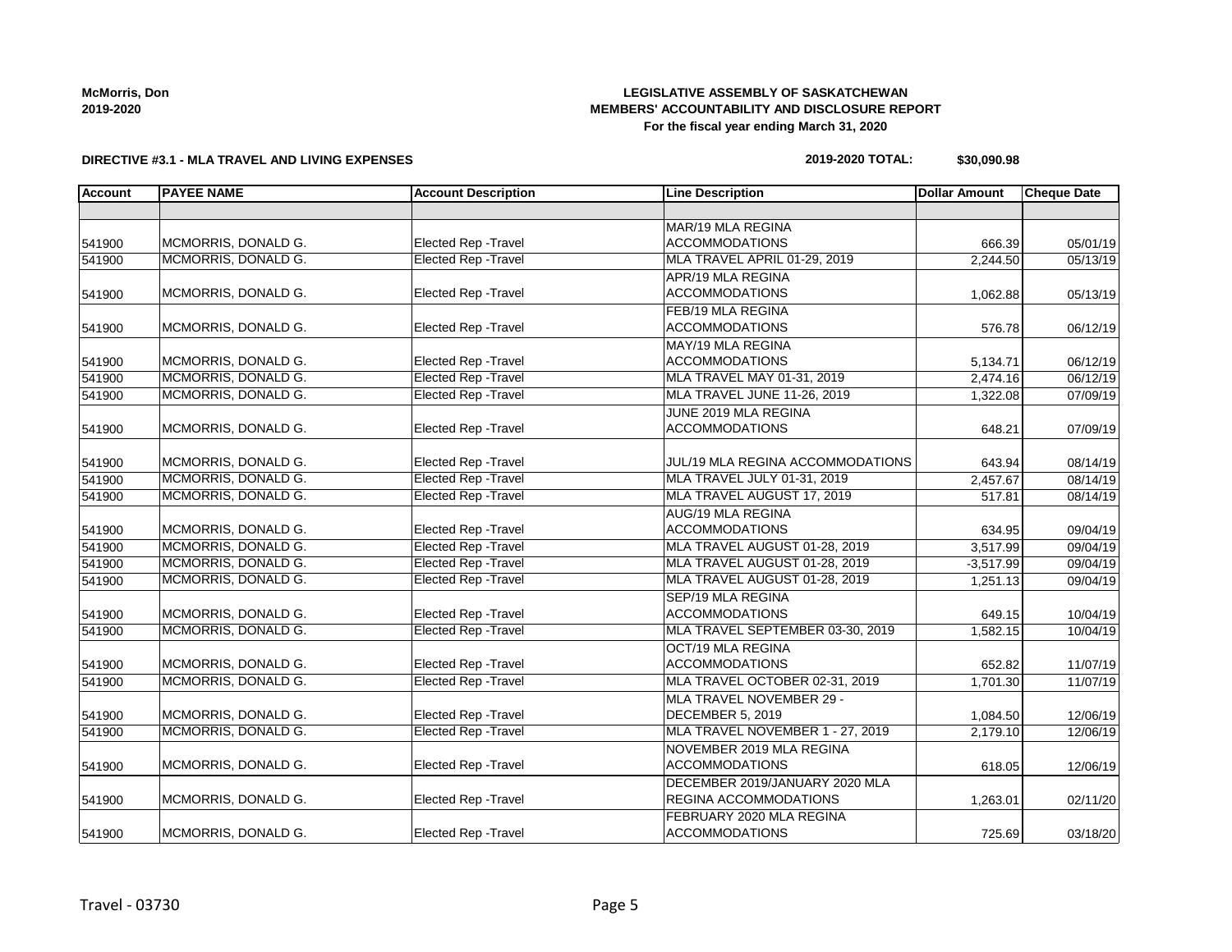**LEGISLATIVE ASSEMBLY OF SASKATCHEWAN**
**MEMBERS' ACCOUNTABILITY AND DISCLOSURE REPORT**
**For the fiscal year ending March 31, 2020**

**McMorris, Don**
**2019-2020**

**DIRECTIVE #3.1 - MLA TRAVEL AND LIVING EXPENSES**

**2019-2020 TOTAL: $30,090.98**

| Account | PAYEE NAME | Account Description | Line Description | Dollar Amount | Cheque Date |
|---|---|---|---|---|---|
| | | | | | |
| 541900 | MCMORRIS, DONALD G. | Elected Rep -Travel | MAR/19 MLA REGINA ACCOMMODATIONS | 666.39 | 05/01/19 |
| 541900 | MCMORRIS, DONALD G. | Elected Rep -Travel | MLA TRAVEL APRIL 01-29, 2019 | 2,244.50 | 05/13/19 |
| 541900 | MCMORRIS, DONALD G. | Elected Rep -Travel | APR/19 MLA REGINA ACCOMMODATIONS | 1,062.88 | 05/13/19 |
| 541900 | MCMORRIS, DONALD G. | Elected Rep -Travel | FEB/19 MLA REGINA ACCOMMODATIONS | 576.78 | 06/12/19 |
| 541900 | MCMORRIS, DONALD G. | Elected Rep -Travel | MAY/19 MLA REGINA ACCOMMODATIONS | 5,134.71 | 06/12/19 |
| 541900 | MCMORRIS, DONALD G. | Elected Rep -Travel | MLA TRAVEL MAY 01-31, 2019 | 2,474.16 | 06/12/19 |
| 541900 | MCMORRIS, DONALD G. | Elected Rep -Travel | MLA TRAVEL JUNE 11-26, 2019 | 1,322.08 | 07/09/19 |
| 541900 | MCMORRIS, DONALD G. | Elected Rep -Travel | JUNE 2019 MLA REGINA ACCOMMODATIONS | 648.21 | 07/09/19 |
| 541900 | MCMORRIS, DONALD G. | Elected Rep -Travel | JUL/19 MLA REGINA ACCOMMODATIONS | 643.94 | 08/14/19 |
| 541900 | MCMORRIS, DONALD G. | Elected Rep -Travel | MLA TRAVEL JULY 01-31, 2019 | 2,457.67 | 08/14/19 |
| 541900 | MCMORRIS, DONALD G. | Elected Rep -Travel | MLA TRAVEL AUGUST 17, 2019 | 517.81 | 08/14/19 |
| 541900 | MCMORRIS, DONALD G. | Elected Rep -Travel | AUG/19 MLA REGINA ACCOMMODATIONS | 634.95 | 09/04/19 |
| 541900 | MCMORRIS, DONALD G. | Elected Rep -Travel | MLA TRAVEL AUGUST 01-28, 2019 | 3,517.99 | 09/04/19 |
| 541900 | MCMORRIS, DONALD G. | Elected Rep -Travel | MLA TRAVEL AUGUST 01-28, 2019 | -3,517.99 | 09/04/19 |
| 541900 | MCMORRIS, DONALD G. | Elected Rep -Travel | MLA TRAVEL AUGUST 01-28, 2019 | 1,251.13 | 09/04/19 |
| 541900 | MCMORRIS, DONALD G. | Elected Rep -Travel | SEP/19 MLA REGINA ACCOMMODATIONS | 649.15 | 10/04/19 |
| 541900 | MCMORRIS, DONALD G. | Elected Rep -Travel | MLA TRAVEL SEPTEMBER 03-30, 2019 | 1,582.15 | 10/04/19 |
| 541900 | MCMORRIS, DONALD G. | Elected Rep -Travel | OCT/19 MLA REGINA ACCOMMODATIONS | 652.82 | 11/07/19 |
| 541900 | MCMORRIS, DONALD G. | Elected Rep -Travel | MLA TRAVEL OCTOBER 02-31, 2019 | 1,701.30 | 11/07/19 |
| 541900 | MCMORRIS, DONALD G. | Elected Rep -Travel | MLA TRAVEL NOVEMBER 29 - DECEMBER 5, 2019 | 1,084.50 | 12/06/19 |
| 541900 | MCMORRIS, DONALD G. | Elected Rep -Travel | MLA TRAVEL NOVEMBER 1 - 27, 2019 | 2,179.10 | 12/06/19 |
| 541900 | MCMORRIS, DONALD G. | Elected Rep -Travel | NOVEMBER 2019 MLA REGINA ACCOMMODATIONS | 618.05 | 12/06/19 |
| 541900 | MCMORRIS, DONALD G. | Elected Rep -Travel | DECEMBER 2019/JANUARY 2020 MLA REGINA ACCOMMODATIONS | 1,263.01 | 02/11/20 |
| 541900 | MCMORRIS, DONALD G. | Elected Rep -Travel | FEBRUARY 2020 MLA REGINA ACCOMMODATIONS | 725.69 | 03/18/20 |

Travel - 03730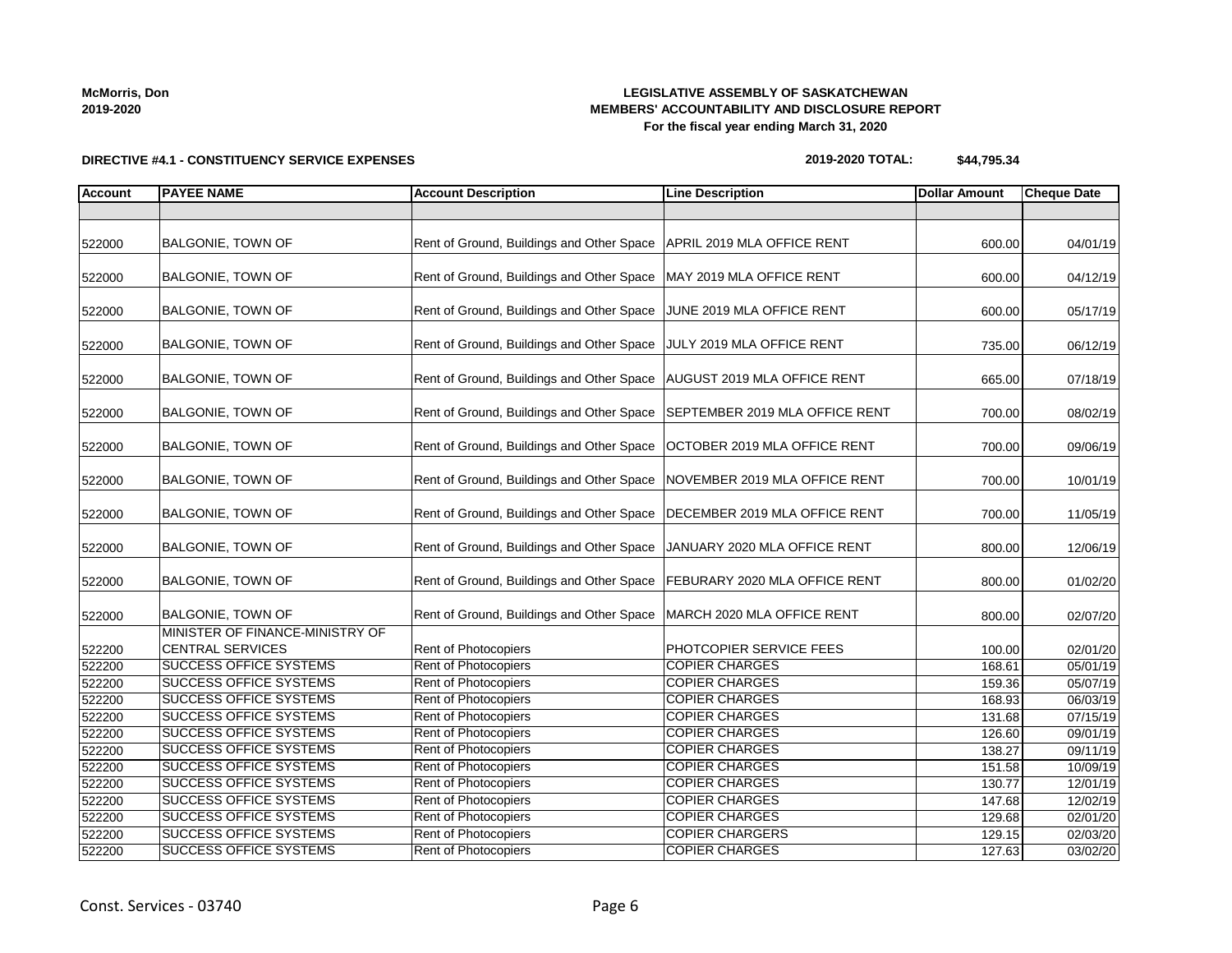McMorris, Don
2019-2020

**LEGISLATIVE ASSEMBLY OF SASKATCHEWAN**
**MEMBERS' ACCOUNTABILITY AND DISCLOSURE REPORT**
**For the fiscal year ending March 31, 2020**

**DIRECTIVE #4.1 - CONSTITUENCY SERVICE EXPENSES**

**2019-2020 TOTAL: $44,795.34**

| Account | PAYEE NAME | Account Description | Line Description | Dollar Amount | Cheque Date |
|---|---|---|---|---|---|
| | | | | | |
| 522000 | BALGONIE, TOWN OF | Rent of Ground, Buildings and Other Space | APRIL 2019 MLA OFFICE RENT | 600.00 | 04/01/19 |
| 522000 | BALGONIE, TOWN OF | Rent of Ground, Buildings and Other Space | MAY 2019 MLA OFFICE RENT | 600.00 | 04/12/19 |
| 522000 | BALGONIE, TOWN OF | Rent of Ground, Buildings and Other Space | JUNE 2019 MLA OFFICE RENT | 600.00 | 05/17/19 |
| 522000 | BALGONIE, TOWN OF | Rent of Ground, Buildings and Other Space | JULY 2019 MLA OFFICE RENT | 735.00 | 06/12/19 |
| 522000 | BALGONIE, TOWN OF | Rent of Ground, Buildings and Other Space | AUGUST 2019 MLA OFFICE RENT | 665.00 | 07/18/19 |
| 522000 | BALGONIE, TOWN OF | Rent of Ground, Buildings and Other Space | SEPTEMBER 2019 MLA OFFICE RENT | 700.00 | 08/02/19 |
| 522000 | BALGONIE, TOWN OF | Rent of Ground, Buildings and Other Space | OCTOBER 2019 MLA OFFICE RENT | 700.00 | 09/06/19 |
| 522000 | BALGONIE, TOWN OF | Rent of Ground, Buildings and Other Space | NOVEMBER 2019 MLA OFFICE RENT | 700.00 | 10/01/19 |
| 522000 | BALGONIE, TOWN OF | Rent of Ground, Buildings and Other Space | DECEMBER 2019 MLA OFFICE RENT | 700.00 | 11/05/19 |
| 522000 | BALGONIE, TOWN OF | Rent of Ground, Buildings and Other Space | JANUARY 2020 MLA OFFICE RENT | 800.00 | 12/06/19 |
| 522000 | BALGONIE, TOWN OF | Rent of Ground, Buildings and Other Space | FEBURARY 2020 MLA OFFICE RENT | 800.00 | 01/02/20 |
| 522000 | BALGONIE, TOWN OF | Rent of Ground, Buildings and Other Space | MARCH 2020 MLA OFFICE RENT | 800.00 | 02/07/20 |
| 522200 | MINISTER OF FINANCE-MINISTRY OF CENTRAL SERVICES | Rent of Photocopiers | PHOTCOPIER SERVICE FEES | 100.00 | 02/01/20 |
| 522200 | SUCCESS OFFICE SYSTEMS | Rent of Photocopiers | COPIER CHARGES | 168.61 | 05/01/19 |
| 522200 | SUCCESS OFFICE SYSTEMS | Rent of Photocopiers | COPIER CHARGES | 159.36 | 05/07/19 |
| 522200 | SUCCESS OFFICE SYSTEMS | Rent of Photocopiers | COPIER CHARGES | 168.93 | 06/03/19 |
| 522200 | SUCCESS OFFICE SYSTEMS | Rent of Photocopiers | COPIER CHARGES | 131.68 | 07/15/19 |
| 522200 | SUCCESS OFFICE SYSTEMS | Rent of Photocopiers | COPIER CHARGES | 126.60 | 09/01/19 |
| 522200 | SUCCESS OFFICE SYSTEMS | Rent of Photocopiers | COPIER CHARGES | 138.27 | 09/11/19 |
| 522200 | SUCCESS OFFICE SYSTEMS | Rent of Photocopiers | COPIER CHARGES | 151.58 | 10/09/19 |
| 522200 | SUCCESS OFFICE SYSTEMS | Rent of Photocopiers | COPIER CHARGES | 130.77 | 12/01/19 |
| 522200 | SUCCESS OFFICE SYSTEMS | Rent of Photocopiers | COPIER CHARGES | 147.68 | 12/02/19 |
| 522200 | SUCCESS OFFICE SYSTEMS | Rent of Photocopiers | COPIER CHARGES | 129.68 | 02/01/20 |
| 522200 | SUCCESS OFFICE SYSTEMS | Rent of Photocopiers | COPIER CHARGERS | 129.15 | 02/03/20 |
| 522200 | SUCCESS OFFICE SYSTEMS | Rent of Photocopiers | COPIER CHARGES | 127.63 | 03/02/20 |

Const. Services - 03740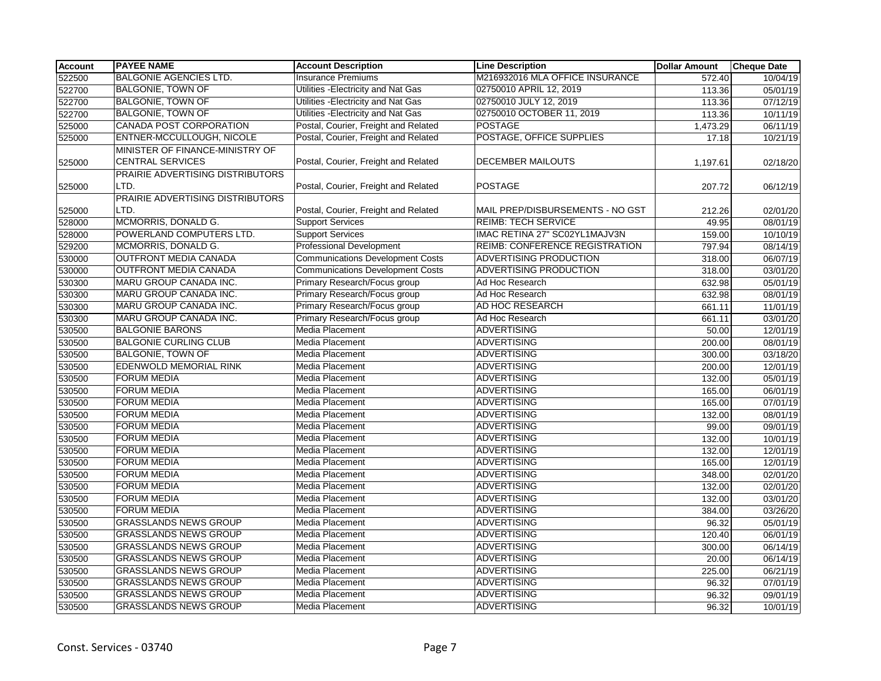| Account | PAYEE NAME | Account Description | Line Description | Dollar Amount | Cheque Date |
|---|---|---|---|---|---|
| 522500 | BALGONIE AGENCIES LTD. | Insurance Premiums | M216932016 MLA OFFICE INSURANCE | 572.40 | 10/04/19 |
| 522700 | BALGONIE, TOWN OF | Utilities -Electricity and Nat Gas | 02750010 APRIL 12, 2019 | 113.36 | 05/01/19 |
| 522700 | BALGONIE, TOWN OF | Utilities -Electricity and Nat Gas | 02750010 JULY 12, 2019 | 113.36 | 07/12/19 |
| 522700 | BALGONIE, TOWN OF | Utilities -Electricity and Nat Gas | 02750010 OCTOBER 11, 2019 | 113.36 | 10/11/19 |
| 525000 | CANADA POST CORPORATION | Postal, Courier, Freight and Related | POSTAGE | 1,473.29 | 06/11/19 |
| 525000 | ENTNER-MCCULLOUGH, NICOLE | Postal, Courier, Freight and Related | POSTAGE, OFFICE SUPPLIES | 17.18 | 10/21/19 |
| 525000 | MINISTER OF FINANCE-MINISTRY OF CENTRAL SERVICES | Postal, Courier, Freight and Related | DECEMBER MAILOUTS | 1,197.61 | 02/18/20 |
| 525000 | PRAIRIE ADVERTISING DISTRIBUTORS LTD. | Postal, Courier, Freight and Related | POSTAGE | 207.72 | 06/12/19 |
| 525000 | PRAIRIE ADVERTISING DISTRIBUTORS LTD. | Postal, Courier, Freight and Related | MAIL PREP/DISBURSEMENTS - NO GST | 212.26 | 02/01/20 |
| 528000 | MCMORRIS, DONALD G. | Support Services | REIMB: TECH SERVICE | 49.95 | 08/01/19 |
| 528000 | POWERLAND COMPUTERS LTD. | Support Services | IMAC RETINA 27" SC02YL1MAJV3N | 159.00 | 10/10/19 |
| 529200 | MCMORRIS, DONALD G. | Professional Development | REIMB: CONFERENCE REGISTRATION | 797.94 | 08/14/19 |
| 530000 | OUTFRONT MEDIA CANADA | Communications Development Costs | ADVERTISING PRODUCTION | 318.00 | 06/07/19 |
| 530000 | OUTFRONT MEDIA CANADA | Communications Development Costs | ADVERTISING PRODUCTION | 318.00 | 03/01/20 |
| 530300 | MARU GROUP CANADA INC. | Primary Research/Focus group | Ad Hoc Research | 632.98 | 05/01/19 |
| 530300 | MARU GROUP CANADA INC. | Primary Research/Focus group | Ad Hoc Research | 632.98 | 08/01/19 |
| 530300 | MARU GROUP CANADA INC. | Primary Research/Focus group | AD HOC RESEARCH | 661.11 | 11/01/19 |
| 530300 | MARU GROUP CANADA INC. | Primary Research/Focus group | Ad Hoc Research | 661.11 | 03/01/20 |
| 530500 | BALGONIE BARONS | Media Placement | ADVERTISING | 50.00 | 12/01/19 |
| 530500 | BALGONIE CURLING CLUB | Media Placement | ADVERTISING | 200.00 | 08/01/19 |
| 530500 | BALGONIE, TOWN OF | Media Placement | ADVERTISING | 300.00 | 03/18/20 |
| 530500 | EDENWOLD MEMORIAL RINK | Media Placement | ADVERTISING | 200.00 | 12/01/19 |
| 530500 | FORUM MEDIA | Media Placement | ADVERTISING | 132.00 | 05/01/19 |
| 530500 | FORUM MEDIA | Media Placement | ADVERTISING | 165.00 | 06/01/19 |
| 530500 | FORUM MEDIA | Media Placement | ADVERTISING | 165.00 | 07/01/19 |
| 530500 | FORUM MEDIA | Media Placement | ADVERTISING | 132.00 | 08/01/19 |
| 530500 | FORUM MEDIA | Media Placement | ADVERTISING | 99.00 | 09/01/19 |
| 530500 | FORUM MEDIA | Media Placement | ADVERTISING | 132.00 | 10/01/19 |
| 530500 | FORUM MEDIA | Media Placement | ADVERTISING | 132.00 | 12/01/19 |
| 530500 | FORUM MEDIA | Media Placement | ADVERTISING | 165.00 | 12/01/19 |
| 530500 | FORUM MEDIA | Media Placement | ADVERTISING | 348.00 | 02/01/20 |
| 530500 | FORUM MEDIA | Media Placement | ADVERTISING | 132.00 | 02/01/20 |
| 530500 | FORUM MEDIA | Media Placement | ADVERTISING | 132.00 | 03/01/20 |
| 530500 | FORUM MEDIA | Media Placement | ADVERTISING | 384.00 | 03/26/20 |
| 530500 | GRASSLANDS NEWS GROUP | Media Placement | ADVERTISING | 96.32 | 05/01/19 |
| 530500 | GRASSLANDS NEWS GROUP | Media Placement | ADVERTISING | 120.40 | 06/01/19 |
| 530500 | GRASSLANDS NEWS GROUP | Media Placement | ADVERTISING | 300.00 | 06/14/19 |
| 530500 | GRASSLANDS NEWS GROUP | Media Placement | ADVERTISING | 20.00 | 06/14/19 |
| 530500 | GRASSLANDS NEWS GROUP | Media Placement | ADVERTISING | 225.00 | 06/21/19 |
| 530500 | GRASSLANDS NEWS GROUP | Media Placement | ADVERTISING | 96.32 | 07/01/19 |
| 530500 | GRASSLANDS NEWS GROUP | Media Placement | ADVERTISING | 96.32 | 09/01/19 |
| 530500 | GRASSLANDS NEWS GROUP | Media Placement | ADVERTISING | 96.32 | 10/01/19 |

Const. Services - 03740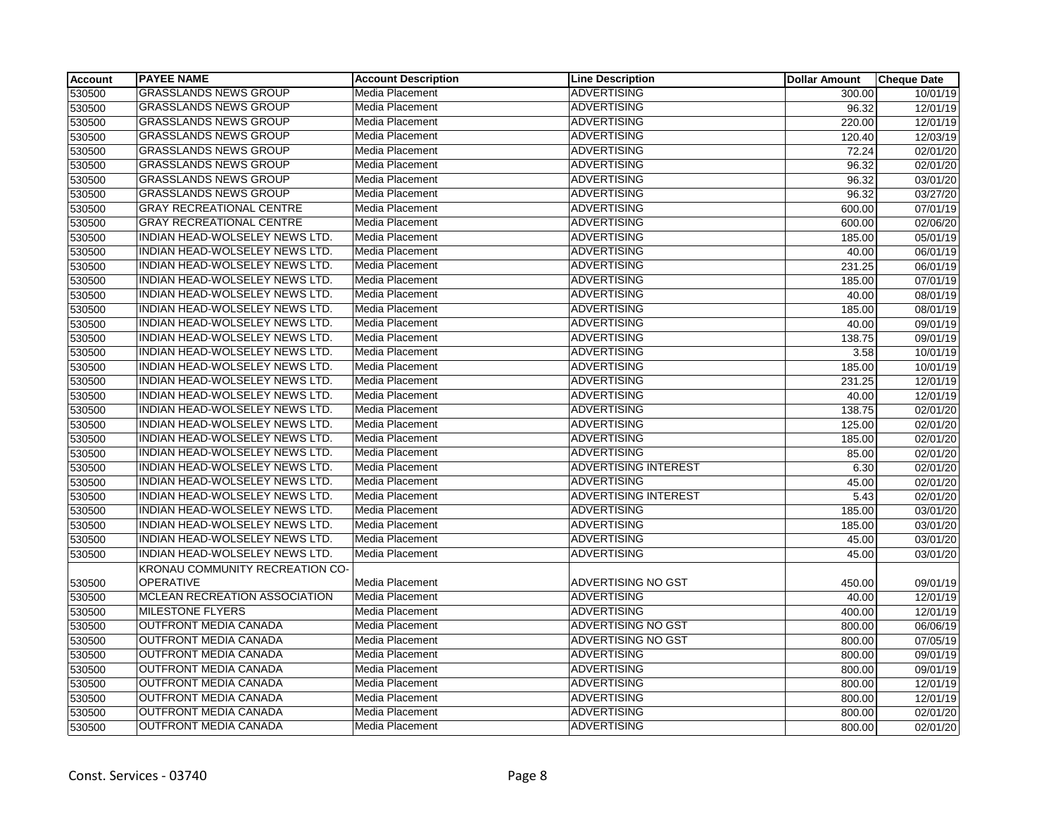| Account | PAYEE NAME | Account Description | Line Description | Dollar Amount | Cheque Date |
|---|---|---|---|---|---|
| 530500 | GRASSLANDS NEWS GROUP | Media Placement | ADVERTISING | 300.00 | 10/01/19 |
| 530500 | GRASSLANDS NEWS GROUP | Media Placement | ADVERTISING | 96.32 | 12/01/19 |
| 530500 | GRASSLANDS NEWS GROUP | Media Placement | ADVERTISING | 220.00 | 12/01/19 |
| 530500 | GRASSLANDS NEWS GROUP | Media Placement | ADVERTISING | 120.40 | 12/03/19 |
| 530500 | GRASSLANDS NEWS GROUP | Media Placement | ADVERTISING | 72.24 | 02/01/20 |
| 530500 | GRASSLANDS NEWS GROUP | Media Placement | ADVERTISING | 96.32 | 02/01/20 |
| 530500 | GRASSLANDS NEWS GROUP | Media Placement | ADVERTISING | 96.32 | 03/01/20 |
| 530500 | GRASSLANDS NEWS GROUP | Media Placement | ADVERTISING | 96.32 | 03/27/20 |
| 530500 | GRAY RECREATIONAL CENTRE | Media Placement | ADVERTISING | 600.00 | 07/01/19 |
| 530500 | GRAY RECREATIONAL CENTRE | Media Placement | ADVERTISING | 600.00 | 02/06/20 |
| 530500 | INDIAN HEAD-WOLSELEY NEWS LTD. | Media Placement | ADVERTISING | 185.00 | 05/01/19 |
| 530500 | INDIAN HEAD-WOLSELEY NEWS LTD. | Media Placement | ADVERTISING | 40.00 | 06/01/19 |
| 530500 | INDIAN HEAD-WOLSELEY NEWS LTD. | Media Placement | ADVERTISING | 231.25 | 06/01/19 |
| 530500 | INDIAN HEAD-WOLSELEY NEWS LTD. | Media Placement | ADVERTISING | 185.00 | 07/01/19 |
| 530500 | INDIAN HEAD-WOLSELEY NEWS LTD. | Media Placement | ADVERTISING | 40.00 | 08/01/19 |
| 530500 | INDIAN HEAD-WOLSELEY NEWS LTD. | Media Placement | ADVERTISING | 185.00 | 08/01/19 |
| 530500 | INDIAN HEAD-WOLSELEY NEWS LTD. | Media Placement | ADVERTISING | 40.00 | 09/01/19 |
| 530500 | INDIAN HEAD-WOLSELEY NEWS LTD. | Media Placement | ADVERTISING | 138.75 | 09/01/19 |
| 530500 | INDIAN HEAD-WOLSELEY NEWS LTD. | Media Placement | ADVERTISING | 3.58 | 10/01/19 |
| 530500 | INDIAN HEAD-WOLSELEY NEWS LTD. | Media Placement | ADVERTISING | 185.00 | 10/01/19 |
| 530500 | INDIAN HEAD-WOLSELEY NEWS LTD. | Media Placement | ADVERTISING | 231.25 | 12/01/19 |
| 530500 | INDIAN HEAD-WOLSELEY NEWS LTD. | Media Placement | ADVERTISING | 40.00 | 12/01/19 |
| 530500 | INDIAN HEAD-WOLSELEY NEWS LTD. | Media Placement | ADVERTISING | 138.75 | 02/01/20 |
| 530500 | INDIAN HEAD-WOLSELEY NEWS LTD. | Media Placement | ADVERTISING | 125.00 | 02/01/20 |
| 530500 | INDIAN HEAD-WOLSELEY NEWS LTD. | Media Placement | ADVERTISING | 185.00 | 02/01/20 |
| 530500 | INDIAN HEAD-WOLSELEY NEWS LTD. | Media Placement | ADVERTISING | 85.00 | 02/01/20 |
| 530500 | INDIAN HEAD-WOLSELEY NEWS LTD. | Media Placement | ADVERTISING INTEREST | 6.30 | 02/01/20 |
| 530500 | INDIAN HEAD-WOLSELEY NEWS LTD. | Media Placement | ADVERTISING | 45.00 | 02/01/20 |
| 530500 | INDIAN HEAD-WOLSELEY NEWS LTD. | Media Placement | ADVERTISING INTEREST | 5.43 | 02/01/20 |
| 530500 | INDIAN HEAD-WOLSELEY NEWS LTD. | Media Placement | ADVERTISING | 185.00 | 03/01/20 |
| 530500 | INDIAN HEAD-WOLSELEY NEWS LTD. | Media Placement | ADVERTISING | 185.00 | 03/01/20 |
| 530500 | INDIAN HEAD-WOLSELEY NEWS LTD. | Media Placement | ADVERTISING | 45.00 | 03/01/20 |
| 530500 | INDIAN HEAD-WOLSELEY NEWS LTD. | Media Placement | ADVERTISING | 45.00 | 03/01/20 |
| 530500 | KRONAU COMMUNITY RECREATION CO-OPERATIVE | Media Placement | ADVERTISING NO GST | 450.00 | 09/01/19 |
| 530500 | MCLEAN RECREATION ASSOCIATION | Media Placement | ADVERTISING | 40.00 | 12/01/19 |
| 530500 | MILESTONE FLYERS | Media Placement | ADVERTISING | 400.00 | 12/01/19 |
| 530500 | OUTFRONT MEDIA CANADA | Media Placement | ADVERTISING NO GST | 800.00 | 06/06/19 |
| 530500 | OUTFRONT MEDIA CANADA | Media Placement | ADVERTISING NO GST | 800.00 | 07/05/19 |
| 530500 | OUTFRONT MEDIA CANADA | Media Placement | ADVERTISING | 800.00 | 09/01/19 |
| 530500 | OUTFRONT MEDIA CANADA | Media Placement | ADVERTISING | 800.00 | 09/01/19 |
| 530500 | OUTFRONT MEDIA CANADA | Media Placement | ADVERTISING | 800.00 | 12/01/19 |
| 530500 | OUTFRONT MEDIA CANADA | Media Placement | ADVERTISING | 800.00 | 12/01/19 |
| 530500 | OUTFRONT MEDIA CANADA | Media Placement | ADVERTISING | 800.00 | 02/01/20 |
| 530500 | OUTFRONT MEDIA CANADA | Media Placement | ADVERTISING | 800.00 | 02/01/20 |

Const. Services - 03740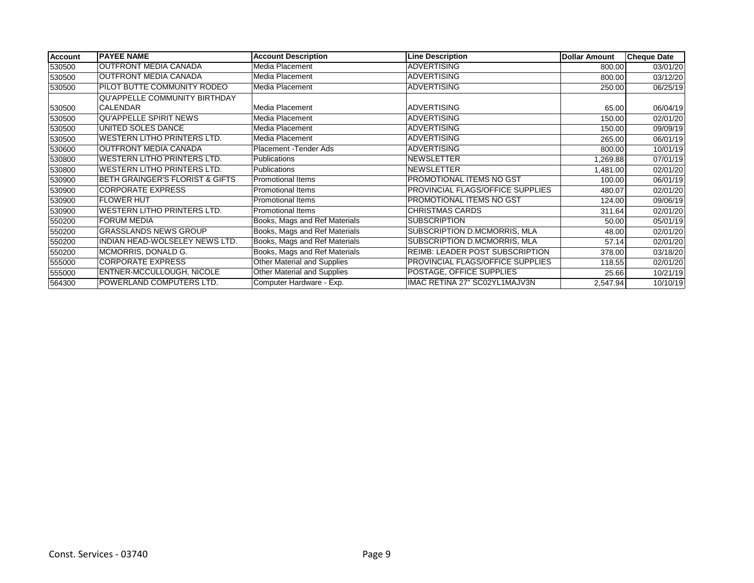| Account | PAYEE NAME | Account Description | Line Description | Dollar Amount | Cheque Date |
|---|---|---|---|---|---|
| 530500 | OUTFRONT MEDIA CANADA | Media Placement | ADVERTISING | 800.00 | 03/01/20 |
| 530500 | OUTFRONT MEDIA CANADA | Media Placement | ADVERTISING | 800.00 | 03/12/20 |
| 530500 | PILOT BUTTE COMMUNITY RODEO | Media Placement | ADVERTISING | 250.00 | 06/25/19 |
| 530500 | QU'APPELLE COMMUNITY BIRTHDAY CALENDAR | Media Placement | ADVERTISING | 65.00 | 06/04/19 |
| 530500 | QU'APPELLE SPIRIT NEWS | Media Placement | ADVERTISING | 150.00 | 02/01/20 |
| 530500 | UNITED SOLES DANCE | Media Placement | ADVERTISING | 150.00 | 09/09/19 |
| 530500 | WESTERN LITHO PRINTERS LTD. | Media Placement | ADVERTISING | 265.00 | 06/01/19 |
| 530600 | OUTFRONT MEDIA CANADA | Placement -Tender Ads | ADVERTISING | 800.00 | 10/01/19 |
| 530800 | WESTERN LITHO PRINTERS LTD. | Publications | NEWSLETTER | 1,269.88 | 07/01/19 |
| 530800 | WESTERN LITHO PRINTERS LTD. | Publications | NEWSLETTER | 1,481.00 | 02/01/20 |
| 530900 | BETH GRAINGER'S FLORIST & GIFTS | Promotional Items | PROMOTIONAL ITEMS NO GST | 100.00 | 06/01/19 |
| 530900 | CORPORATE EXPRESS | Promotional Items | PROVINCIAL FLAGS/OFFICE SUPPLIES | 480.07 | 02/01/20 |
| 530900 | FLOWER HUT | Promotional Items | PROMOTIONAL ITEMS NO GST | 124.00 | 09/06/19 |
| 530900 | WESTERN LITHO PRINTERS LTD. | Promotional Items | CHRISTMAS CARDS | 311.64 | 02/01/20 |
| 550200 | FORUM MEDIA | Books, Mags and Ref Materials | SUBSCRIPTION | 50.00 | 05/01/19 |
| 550200 | GRASSLANDS NEWS GROUP | Books, Mags and Ref Materials | SUBSCRIPTION D.MCMORRIS, MLA | 48.00 | 02/01/20 |
| 550200 | INDIAN HEAD-WOLSELEY NEWS LTD. | Books, Mags and Ref Materials | SUBSCRIPTION D.MCMORRIS, MLA | 57.14 | 02/01/20 |
| 550200 | MCMORRIS, DONALD G. | Books, Mags and Ref Materials | REIMB: LEADER POST SUBSCRIPTION | 378.00 | 03/18/20 |
| 555000 | CORPORATE EXPRESS | Other Material and Supplies | PROVINCIAL FLAGS/OFFICE SUPPLIES | 118.55 | 02/01/20 |
| 555000 | ENTNER-MCCULLOUGH, NICOLE | Other Material and Supplies | POSTAGE, OFFICE SUPPLIES | 25.66 | 10/21/19 |
| 564300 | POWERLAND COMPUTERS LTD. | Computer Hardware - Exp. | IMAC RETINA 27" SC02YL1MAJV3N | 2,547.94 | 10/10/19 |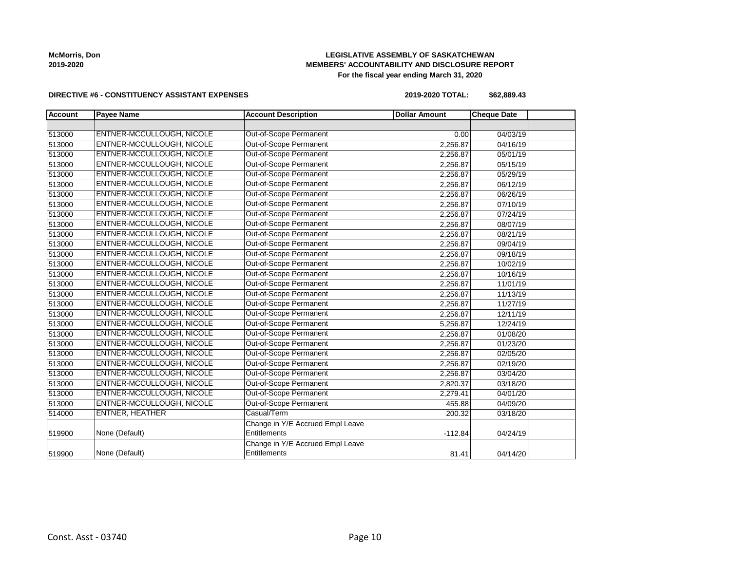McMorris, Don
2019-2020

**LEGISLATIVE ASSEMBLY OF SASKATCHEWAN**
**MEMBERS' ACCOUNTABILITY AND DISCLOSURE REPORT**
**For the fiscal year ending March 31, 2020**

**DIRECTIVE #6 - CONSTITUENCY ASSISTANT EXPENSES** **2019-2020 TOTAL: $62,889.43**

| Account | Payee Name | Account Description | Dollar Amount | Cheque Date | |
|---|---|---|---|---|---|
| | | | | | |
| 513000 | ENTNER-MCCULLOUGH, NICOLE | Out-of-Scope Permanent | 0.00 | 04/03/19 | |
| 513000 | ENTNER-MCCULLOUGH, NICOLE | Out-of-Scope Permanent | 2,256.87 | 04/16/19 | |
| 513000 | ENTNER-MCCULLOUGH, NICOLE | Out-of-Scope Permanent | 2,256.87 | 05/01/19 | |
| 513000 | ENTNER-MCCULLOUGH, NICOLE | Out-of-Scope Permanent | 2,256.87 | 05/15/19 | |
| 513000 | ENTNER-MCCULLOUGH, NICOLE | Out-of-Scope Permanent | 2,256.87 | 05/29/19 | |
| 513000 | ENTNER-MCCULLOUGH, NICOLE | Out-of-Scope Permanent | 2,256.87 | 06/12/19 | |
| 513000 | ENTNER-MCCULLOUGH, NICOLE | Out-of-Scope Permanent | 2,256.87 | 06/26/19 | |
| 513000 | ENTNER-MCCULLOUGH, NICOLE | Out-of-Scope Permanent | 2,256.87 | 07/10/19 | |
| 513000 | ENTNER-MCCULLOUGH, NICOLE | Out-of-Scope Permanent | 2,256.87 | 07/24/19 | |
| 513000 | ENTNER-MCCULLOUGH, NICOLE | Out-of-Scope Permanent | 2,256.87 | 08/07/19 | |
| 513000 | ENTNER-MCCULLOUGH, NICOLE | Out-of-Scope Permanent | 2,256.87 | 08/21/19 | |
| 513000 | ENTNER-MCCULLOUGH, NICOLE | Out-of-Scope Permanent | 2,256.87 | 09/04/19 | |
| 513000 | ENTNER-MCCULLOUGH, NICOLE | Out-of-Scope Permanent | 2,256.87 | 09/18/19 | |
| 513000 | ENTNER-MCCULLOUGH, NICOLE | Out-of-Scope Permanent | 2,256.87 | 10/02/19 | |
| 513000 | ENTNER-MCCULLOUGH, NICOLE | Out-of-Scope Permanent | 2,256.87 | 10/16/19 | |
| 513000 | ENTNER-MCCULLOUGH, NICOLE | Out-of-Scope Permanent | 2,256.87 | 11/01/19 | |
| 513000 | ENTNER-MCCULLOUGH, NICOLE | Out-of-Scope Permanent | 2,256.87 | 11/13/19 | |
| 513000 | ENTNER-MCCULLOUGH, NICOLE | Out-of-Scope Permanent | 2,256.87 | 11/27/19 | |
| 513000 | ENTNER-MCCULLOUGH, NICOLE | Out-of-Scope Permanent | 2,256.87 | 12/11/19 | |
| 513000 | ENTNER-MCCULLOUGH, NICOLE | Out-of-Scope Permanent | 5,256.87 | 12/24/19 | |
| 513000 | ENTNER-MCCULLOUGH, NICOLE | Out-of-Scope Permanent | 2,256.87 | 01/08/20 | |
| 513000 | ENTNER-MCCULLOUGH, NICOLE | Out-of-Scope Permanent | 2,256.87 | 01/23/20 | |
| 513000 | ENTNER-MCCULLOUGH, NICOLE | Out-of-Scope Permanent | 2,256.87 | 02/05/20 | |
| 513000 | ENTNER-MCCULLOUGH, NICOLE | Out-of-Scope Permanent | 2,256.87 | 02/19/20 | |
| 513000 | ENTNER-MCCULLOUGH, NICOLE | Out-of-Scope Permanent | 2,256.87 | 03/04/20 | |
| 513000 | ENTNER-MCCULLOUGH, NICOLE | Out-of-Scope Permanent | 2,820.37 | 03/18/20 | |
| 513000 | ENTNER-MCCULLOUGH, NICOLE | Out-of-Scope Permanent | 2,279.41 | 04/01/20 | |
| 513000 | ENTNER-MCCULLOUGH, NICOLE | Out-of-Scope Permanent | 455.88 | 04/09/20 | |
| 514000 | ENTNER, HEATHER | Casual/Term | 200.32 | 03/18/20 | |
| 519900 | None (Default) | Change in Y/E Accrued Empl Leave Entitlements | -112.84 | 04/24/19 | |
| 519900 | None (Default) | Change in Y/E Accrued Empl Leave Entitlements | 81.41 | 04/14/20 | |

Const. Asst - 03740